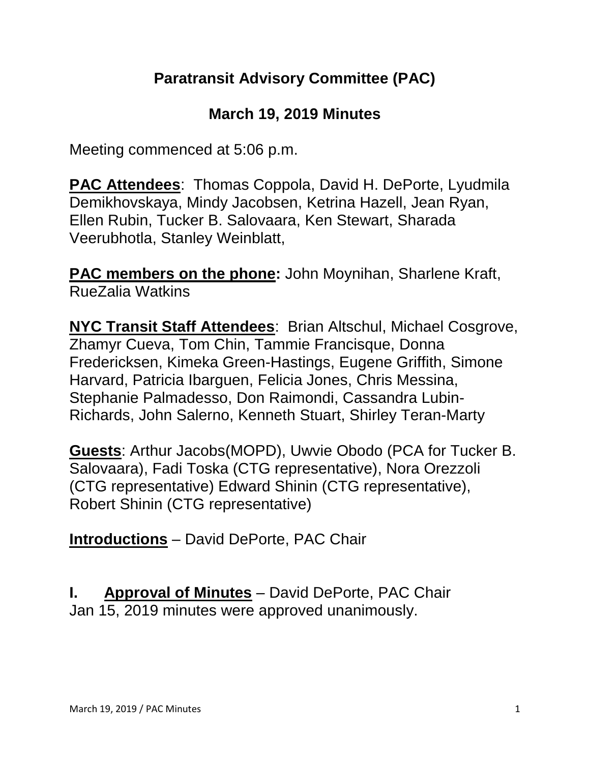# Paratransit Advisory Committee (PAC)

## March 19, 2019 Minutes

Meeting commenced at 5:06 p.m.

**PAC Attendees**: Thomas Coppola, David H. DePorte, Lyudmila Demikhovskaya, Mindy Jacobsen, Ketrina Hazell, Jean Ryan, Ellen Rubin, Tucker B. Salovaara, Ken Stewart, Sharada Veerubhotla, Stanley Weinblatt,

**PAC members on the phone:** John Moynihan, Sharlene Kraft, RueZalia Watkins

**NYC Transit Staff Attendees**: Brian Altschul, Michael Cosgrove, Zhamyr Cueva, Tom Chin, Tammie Francisque, Donna Fredericksen, Kimeka Green-Hastings, Eugene Griffith, Simone Harvard, Patricia Ibarguen, Felicia Jones, Chris Messina, Stephanie Palmadesso, Don Raimondi, Cassandra Lubin-Richards, John Salerno, Kenneth Stuart, Shirley Teran-Marty

**Guests**: Arthur Jacobs(MOPD), Uwvie Obodo (PCA for Tucker B. Salovaara), Fadi Toska (CTG representative), Nora Orezzoli (CTG representative) Edward Shinin (CTG representative), Robert Shinin (CTG representative)

**Introductions** – David DePorte, PAC Chair

**I. Approval of Minutes** – David DePorte, PAC Chair
Jan 15, 2019 minutes were approved unanimously.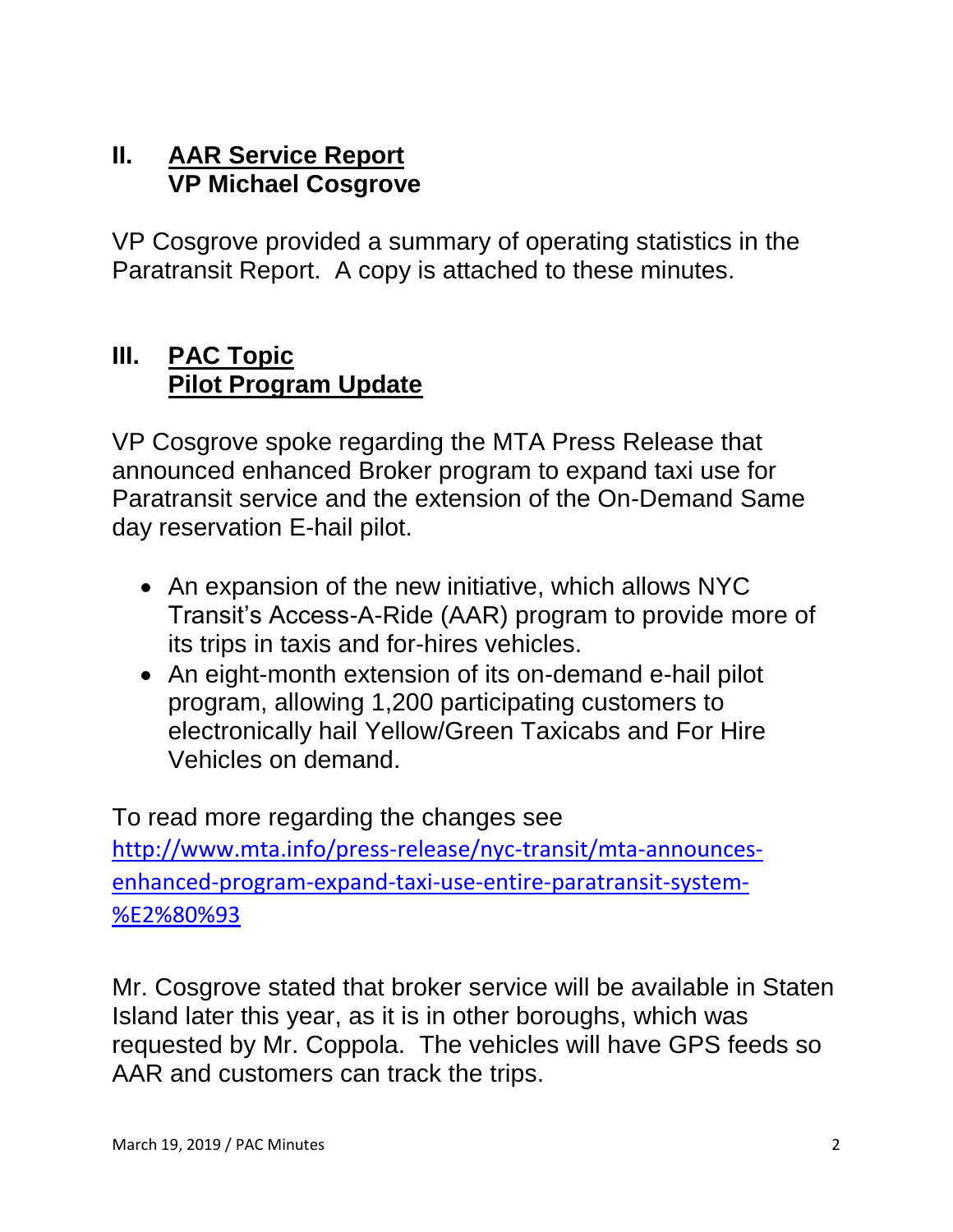## II. AAR Service Report
**VP Michael Cosgrove**

VP Cosgrove provided a summary of operating statistics in the Paratransit Report. A copy is attached to these minutes.

## III. PAC Topic
**Pilot Program Update**

VP Cosgrove spoke regarding the MTA Press Release that announced enhanced Broker program to expand taxi use for Paratransit service and the extension of the On-Demand Same day reservation E-hail pilot.

- An expansion of the new initiative, which allows NYC Transit's Access-A-Ride (AAR) program to provide more of its trips in taxis and for-hires vehicles.
- An eight-month extension of its on-demand e-hail pilot program, allowing 1,200 participating customers to electronically hail Yellow/Green Taxicabs and For Hire Vehicles on demand.

To read more regarding the changes see [http://www.mta.info/press-release/nyc-transit/mta-announces-enhanced-program-expand-taxi-use-entire-paratransit-system-%E2%80%93](http://www.mta.info/press-release/nyc-transit/mta-announces-enhanced-program-expand-taxi-use-entire-paratransit-system-%E2%80%93)

Mr. Cosgrove stated that broker service will be available in Staten Island later this year, as it is in other boroughs, which was requested by Mr. Coppola. The vehicles will have GPS feeds so AAR and customers can track the trips.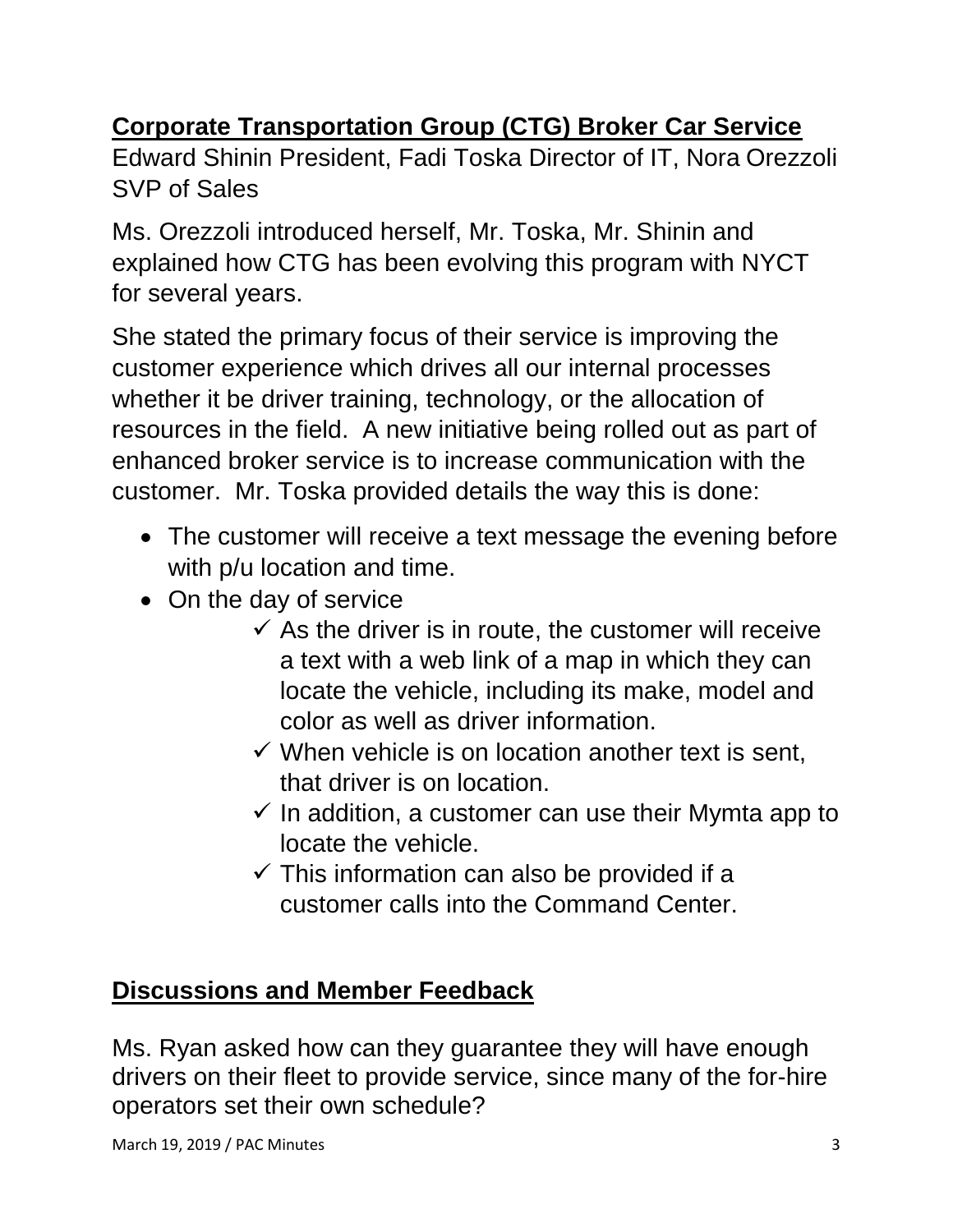## Corporate Transportation Group (CTG) Broker Car Service

Edward Shinin President, Fadi Toska Director of IT, Nora Orezzoli SVP of Sales

Ms. Orezzoli introduced herself, Mr. Toska, Mr. Shinin and explained how CTG has been evolving this program with NYCT for several years.

She stated the primary focus of their service is improving the customer experience which drives all our internal processes whether it be driver training, technology, or the allocation of resources in the field. A new initiative being rolled out as part of enhanced broker service is to increase communication with the customer. Mr. Toska provided details the way this is done:

- The customer will receive a text message the evening before with p/u location and time.
- On the day of service
  - ✓ As the driver is in route, the customer will receive a text with a web link of a map in which they can locate the vehicle, including its make, model and color as well as driver information.
  - ✓ When vehicle is on location another text is sent, that driver is on location.
  - ✓ In addition, a customer can use their Mymta app to locate the vehicle.
  - ✓ This information can also be provided if a customer calls into the Command Center.

## Discussions and Member Feedback

Ms. Ryan asked how can they guarantee they will have enough drivers on their fleet to provide service, since many of the for-hire operators set their own schedule?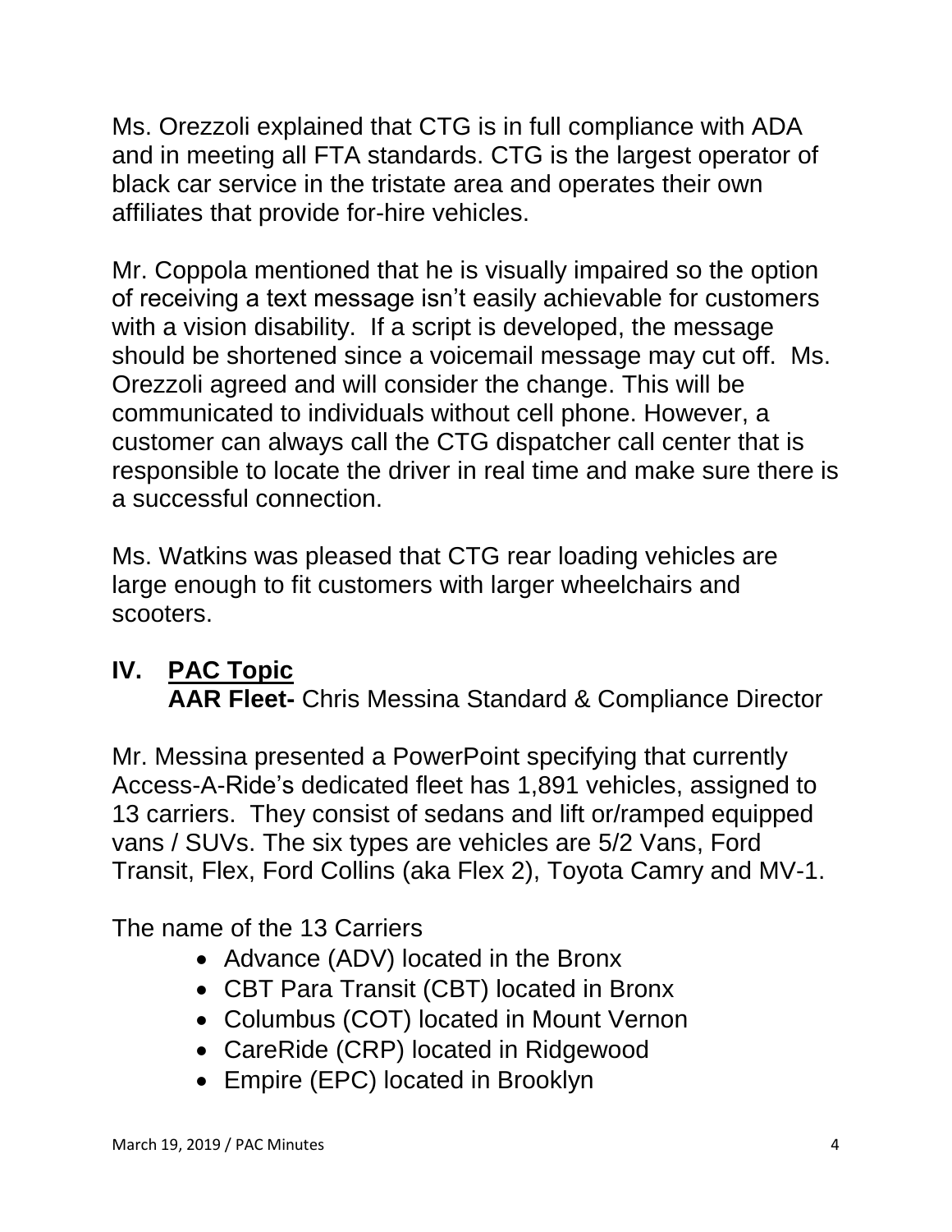Ms. Orezzoli explained that CTG is in full compliance with ADA and in meeting all FTA standards. CTG is the largest operator of black car service in the tristate area and operates their own affiliates that provide for-hire vehicles.

Mr. Coppola mentioned that he is visually impaired so the option of receiving a text message isn't easily achievable for customers with a vision disability. If a script is developed, the message should be shortened since a voicemail message may cut off. Ms. Orezzoli agreed and will consider the change. This will be communicated to individuals without cell phone. However, a customer can always call the CTG dispatcher call center that is responsible to locate the driver in real time and make sure there is a successful connection.

Ms. Watkins was pleased that CTG rear loading vehicles are large enough to fit customers with larger wheelchairs and scooters.

## IV. PAC Topic

**AAR Fleet-** Chris Messina Standard & Compliance Director

Mr. Messina presented a PowerPoint specifying that currently Access-A-Ride's dedicated fleet has 1,891 vehicles, assigned to 13 carriers. They consist of sedans and lift or/ramped equipped vans / SUVs. The six types are vehicles are 5/2 Vans, Ford Transit, Flex, Ford Collins (aka Flex 2), Toyota Camry and MV-1.

The name of the 13 Carriers

- Advance (ADV) located in the Bronx
- CBT Para Transit (CBT) located in Bronx
- Columbus (COT) located in Mount Vernon
- CareRide (CRP) located in Ridgewood
- Empire (EPC) located in Brooklyn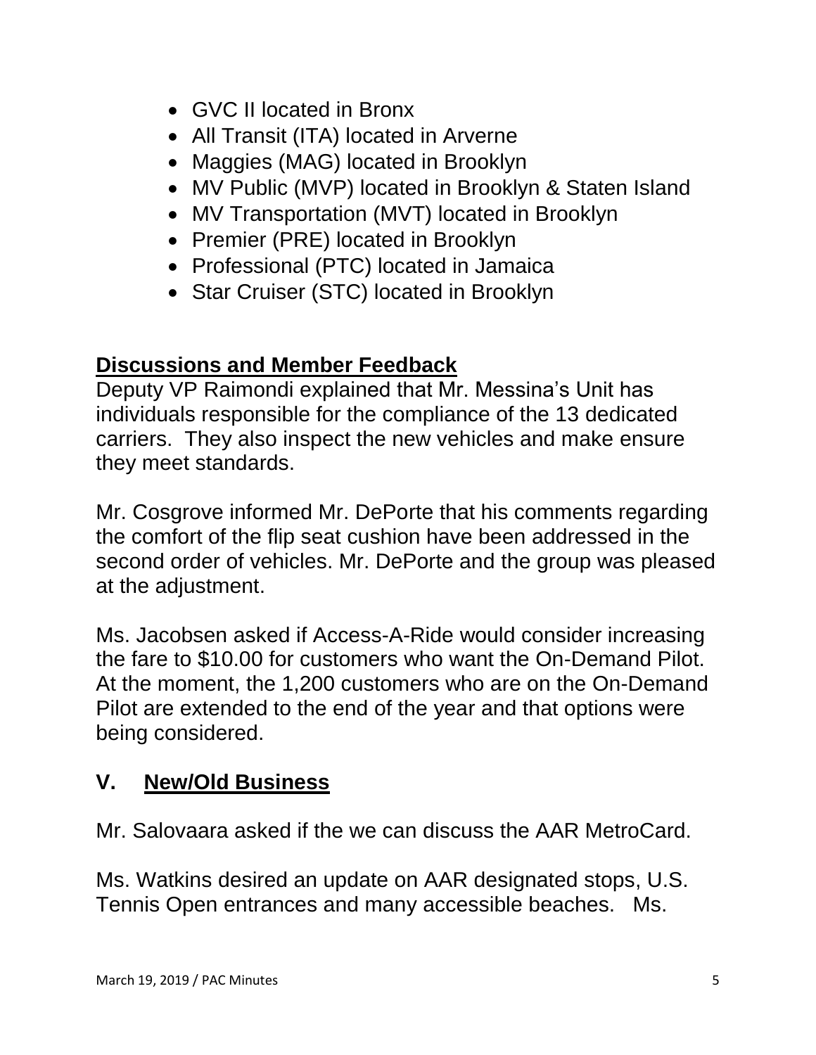- GVC II located in Bronx
- All Transit (ITA) located in Arverne
- Maggies (MAG) located in Brooklyn
- MV Public (MVP) located in Brooklyn & Staten Island
- MV Transportation (MVT) located in Brooklyn
- Premier (PRE) located in Brooklyn
- Professional (PTC) located in Jamaica
- Star Cruiser (STC) located in Brooklyn

**Discussions and Member Feedback**

Deputy VP Raimondi explained that Mr. Messina's Unit has individuals responsible for the compliance of the 13 dedicated carriers. They also inspect the new vehicles and make ensure they meet standards.

Mr. Cosgrove informed Mr. DePorte that his comments regarding the comfort of the flip seat cushion have been addressed in the second order of vehicles. Mr. DePorte and the group was pleased at the adjustment.

Ms. Jacobsen asked if Access-A-Ride would consider increasing the fare to $10.00 for customers who want the On-Demand Pilot. At the moment, the 1,200 customers who are on the On-Demand Pilot are extended to the end of the year and that options were being considered.

## V. New/Old Business

Mr. Salovaara asked if the we can discuss the AAR MetroCard.

Ms. Watkins desired an update on AAR designated stops, U.S. Tennis Open entrances and many accessible beaches. Ms.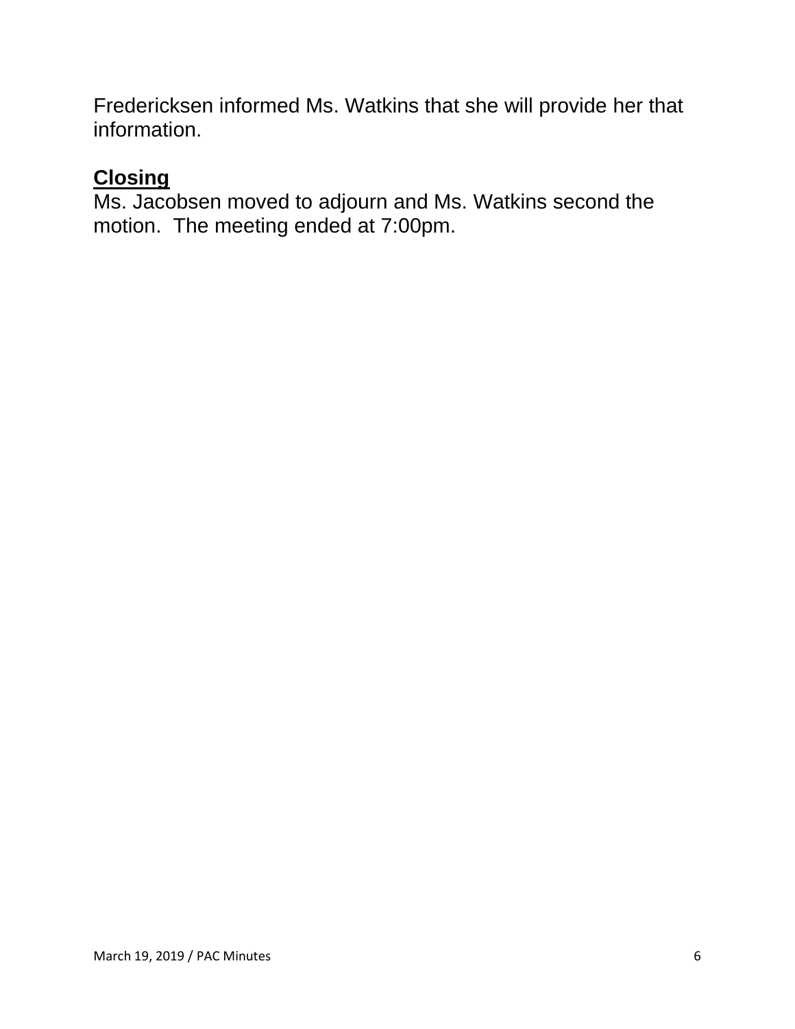Fredericksen informed Ms. Watkins that she will provide her that information.

## **Closing**

Ms. Jacobsen moved to adjourn and Ms. Watkins second the motion.  The meeting ended at 7:00pm.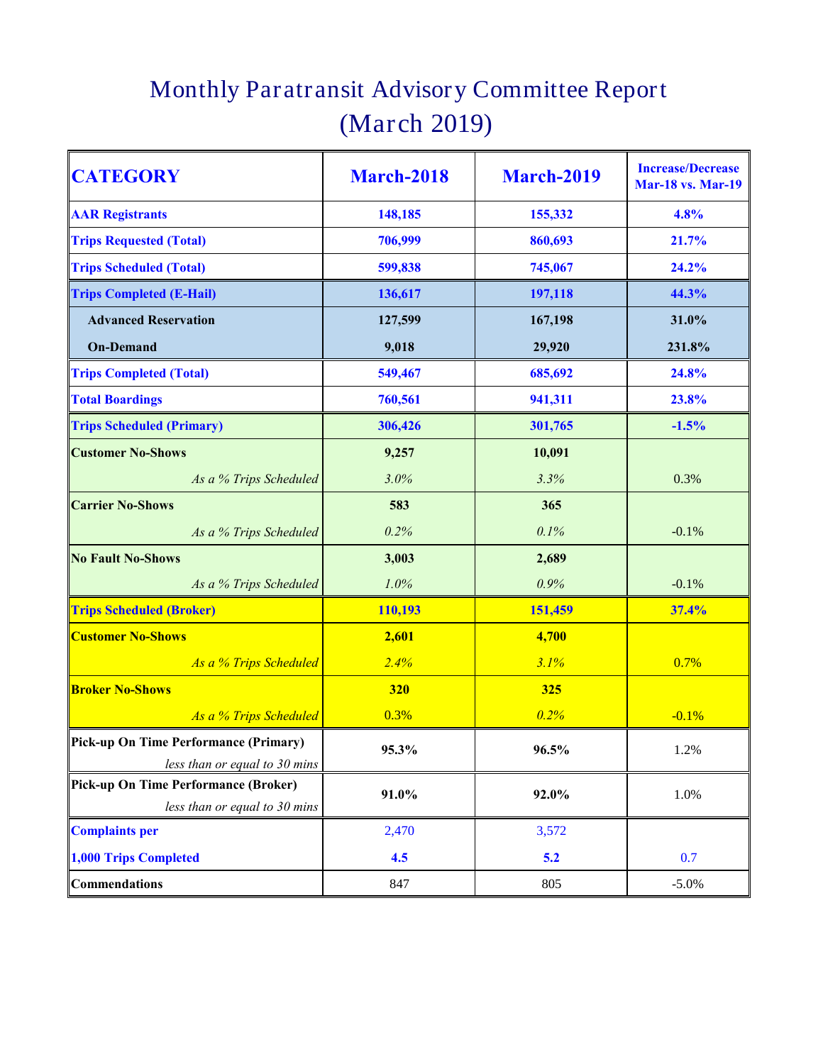# Monthly Paratransit Advisory Committee Report (March 2019)

| CATEGORY | March-2018 | March-2019 | Increase/Decrease Mar-18 vs. Mar-19 |
|---|---|---|---|
| **AAR Registrants** | **148,185** | **155,332** | **4.8%** |
| **Trips Requested (Total)** | **706,999** | **860,693** | **21.7%** |
| **Trips Scheduled (Total)** | **599,838** | **745,067** | **24.2%** |
| **Trips Completed (E-Hail)** | **136,617** | **197,118** | **44.3%** |
| **Advanced Reservation** | **127,599** | **167,198** | **31.0%** |
| **On-Demand** | **9,018** | **29,920** | **231.8%** |
| **Trips Completed (Total)** | **549,467** | **685,692** | **24.8%** |
| **Total Boardings** | **760,561** | **941,311** | **23.8%** |
| **Trips Scheduled (Primary)** | **306,426** | **301,765** | **-1.5%** |
| **Customer No-Shows** | **9,257** | **10,091** | |
| *As a % Trips Scheduled* | *3.0%* | *3.3%* | 0.3% |
| **Carrier No-Shows** | **583** | **365** | |
| *As a % Trips Scheduled* | *0.2%* | *0.1%* | -0.1% |
| **No Fault No-Shows** | **3,003** | **2,689** | |
| *As a % Trips Scheduled* | *1.0%* | *0.9%* | -0.1% |
| **Trips Scheduled (Broker)** | **110,193** | **151,459** | **37.4%** |
| **Customer No-Shows** | **2,601** | **4,700** | |
| *As a % Trips Scheduled* | *2.4%* | *3.1%* | 0.7% |
| **Broker No-Shows** | **320** | **325** | |
| *As a % Trips Scheduled* | 0.3% | *0.2%* | -0.1% |
| **Pick-up On Time Performance (Primary)** *less than or equal to 30 mins* | **95.3%** | **96.5%** | 1.2% |
| **Pick-up On Time Performance (Broker)** *less than or equal to 30 mins* | **91.0%** | **92.0%** | 1.0% |
| **Complaints per** | 2,470 | 3,572 | |
| **1,000 Trips Completed** | **4.5** | **5.2** | 0.7 |
| **Commendations** | 847 | 805 | -5.0% |